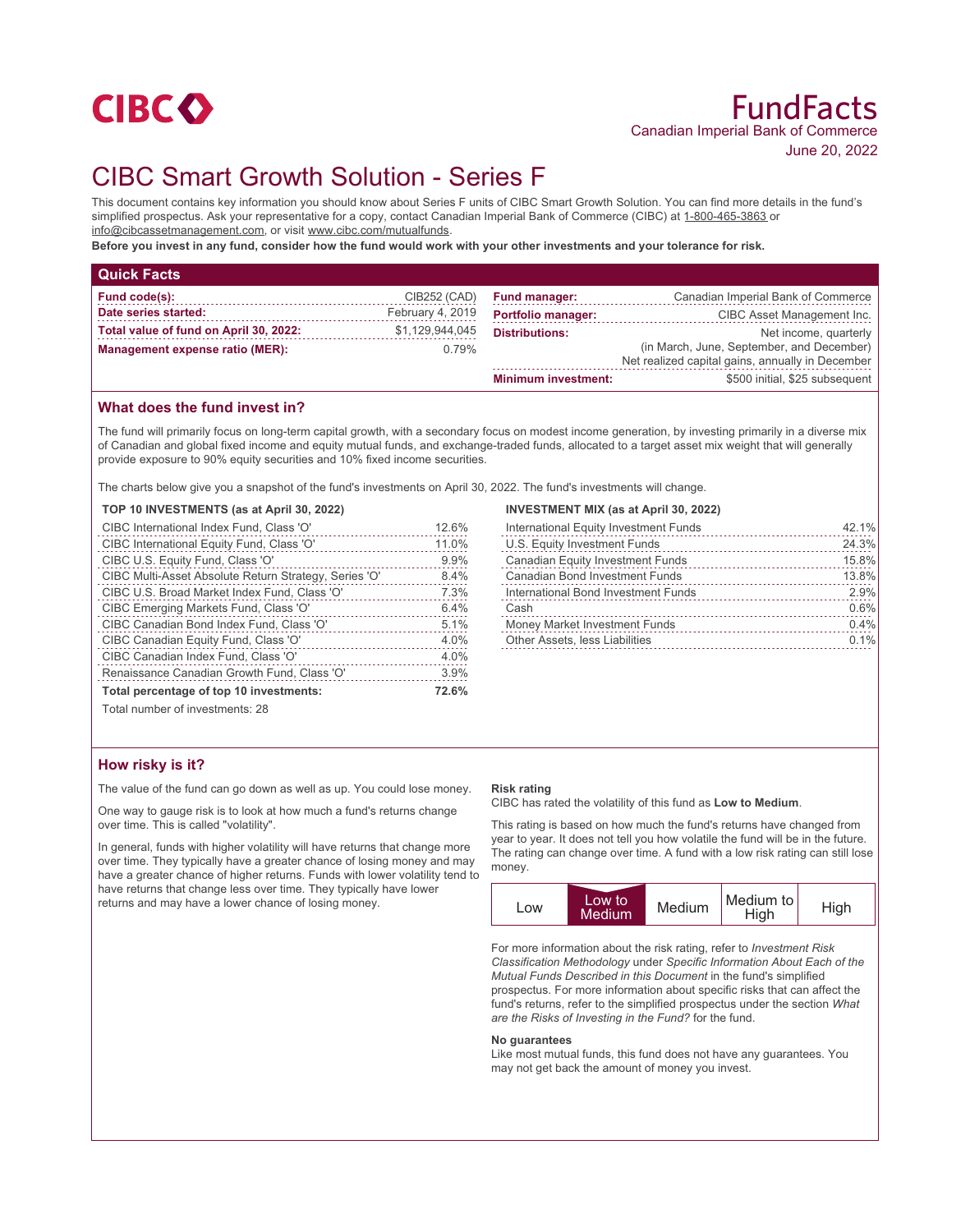CIBC

# FundFacts

Canadian Imperial Bank of Commerce

June 20, 2022

# CIBC Smart Growth Solution - Series F

This document contains key information you should know about Series F units of CIBC Smart Growth Solution. You can find more details in the fund's simplified prospectus. Ask your representative for a copy, contact Canadian Imperial Bank of Commerce (CIBC) at 1-800-465-3863 or info@cibcassetmanagement.com, or visit www.cibc.com/mutualfunds.

**Before you invest in any fund, consider how the fund would work with your other investments and your tolerance for risk.**

## Quick Facts

| | |
|---|---|
| **Fund code(s):** | CIB252 (CAD) |
| **Date series started:** | February 4, 2019 |
| **Total value of fund on April 30, 2022:** | $1,129,944,045 |
| **Management expense ratio (MER):** | 0.79% |
| **Fund manager:** | Canadian Imperial Bank of Commerce |
| **Portfolio manager:** | CIBC Asset Management Inc. |
| **Distributions:** | Net income, quarterly (in March, June, September, and December) Net realized capital gains, annually in December |
| **Minimum investment:** | $500 initial, $25 subsequent |

## What does the fund invest in?

The fund will primarily focus on long-term capital growth, with a secondary focus on modest income generation, by investing primarily in a diverse mix of Canadian and global fixed income and equity mutual funds, and exchange-traded funds, allocated to a target asset mix weight that will generally provide exposure to 90% equity securities and 10% fixed income securities.

The charts below give you a snapshot of the fund's investments on April 30, 2022. The fund's investments will change.

**TOP 10 INVESTMENTS (as at April 30, 2022)**

| | |
|---|---|
| CIBC International Index Fund, Class 'O' | 12.6% |
| CIBC International Equity Fund, Class 'O' | 11.0% |
| CIBC U.S. Equity Fund, Class 'O' | 9.9% |
| CIBC Multi-Asset Absolute Return Strategy, Series 'O' | 8.4% |
| CIBC U.S. Broad Market Index Fund, Class 'O' | 7.3% |
| CIBC Emerging Markets Fund, Class 'O' | 6.4% |
| CIBC Canadian Bond Index Fund, Class 'O' | 5.1% |
| CIBC Canadian Equity Fund, Class 'O' | 4.0% |
| CIBC Canadian Index Fund, Class 'O' | 4.0% |
| Renaissance Canadian Growth Fund, Class 'O' | 3.9% |
| **Total percentage of top 10 investments:** | **72.6%** |

Total number of investments: 28

**INVESTMENT MIX (as at April 30, 2022)**

| | |
|---|---|
| International Equity Investment Funds | 42.1% |
| U.S. Equity Investment Funds | 24.3% |
| Canadian Equity Investment Funds | 15.8% |
| Canadian Bond Investment Funds | 13.8% |
| International Bond Investment Funds | 2.9% |
| Cash | 0.6% |
| Money Market Investment Funds | 0.4% |
| Other Assets, less Liabilities | 0.1% |

## How risky is it?

The value of the fund can go down as well as up. You could lose money.

One way to gauge risk is to look at how much a fund's returns change over time. This is called "volatility".

In general, funds with higher volatility will have returns that change more over time. They typically have a greater chance of losing money and may have a greater chance of higher returns. Funds with lower volatility tend to have returns that change less over time. They typically have lower returns and may have a lower chance of losing money.

**Risk rating**

CIBC has rated the volatility of this fund as **Low to Medium**.

This rating is based on how much the fund's returns have changed from year to year. It does not tell you how volatile the fund will be in the future. The rating can change over time. A fund with a low risk rating can still lose money.

| Low | **Low to Medium** | Medium | Medium to High | High |
|---|---|---|---|---|

For more information about the risk rating, refer to *Investment Risk Classification Methodology* under *Specific Information About Each of the Mutual Funds Described in this Document* in the fund's simplified prospectus. For more information about specific risks that can affect the fund's returns, refer to the simplified prospectus under the section *What are the Risks of Investing in the Fund?* for the fund.

**No guarantees**

Like most mutual funds, this fund does not have any guarantees. You may not get back the amount of money you invest.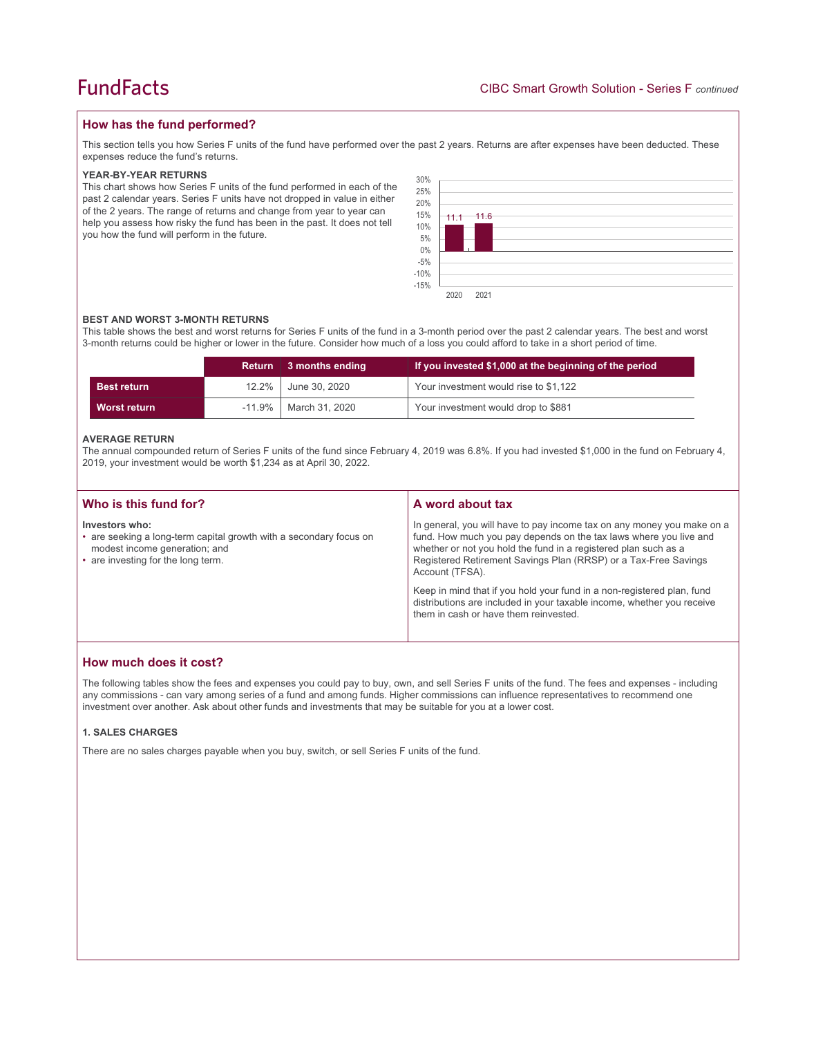## How has the fund performed?

This section tells you how Series F units of the fund have performed over the past 2 years. Returns are after expenses have been deducted. These expenses reduce the fund's returns.

### YEAR-BY-YEAR RETURNS

This chart shows how Series F units of the fund performed in each of the past 2 calendar years. Series F units have not dropped in value in either of the 2 years. The range of returns and change from year to year can help you assess how risky the fund has been in the past. It does not tell you how the fund will perform in the future.

| Year | Return (%) |
|---|---|
| 2020 | 11.1 |
| 2021 | 11.6 |

### BEST AND WORST 3-MONTH RETURNS

This table shows the best and worst returns for Series F units of the fund in a 3-month period over the past 2 calendar years. The best and worst 3-month returns could be higher or lower in the future. Consider how much of a loss you could afford to take in a short period of time.

| | Return | 3 months ending | If you invested $1,000 at the beginning of the period |
|---|---|---|---|
| **Best return** | 12.2% | June 30, 2020 | Your investment would rise to $1,122 |
| **Worst return** | -11.9% | March 31, 2020 | Your investment would drop to $881 |

### AVERAGE RETURN

The annual compounded return of Series F units of the fund since February 4, 2019 was 6.8%. If you had invested $1,000 in the fund on February 4, 2019, your investment would be worth $1,234 as at April 30, 2022.

## Who is this fund for?

**Investors who:**

- are seeking a long-term capital growth with a secondary focus on modest income generation; and
- are investing for the long term.

## A word about tax

In general, you will have to pay income tax on any money you make on a fund. How much you pay depends on the tax laws where you live and whether or not you hold the fund in a registered plan such as a Registered Retirement Savings Plan (RRSP) or a Tax-Free Savings Account (TFSA).

Keep in mind that if you hold your fund in a non-registered plan, fund distributions are included in your taxable income, whether you receive them in cash or have them reinvested.

## How much does it cost?

The following tables show the fees and expenses you could pay to buy, own, and sell Series F units of the fund. The fees and expenses - including any commissions - can vary among series of a fund and among funds. Higher commissions can influence representatives to recommend one investment over another. Ask about other funds and investments that may be suitable for you at a lower cost.

### 1. SALES CHARGES

There are no sales charges payable when you buy, switch, or sell Series F units of the fund.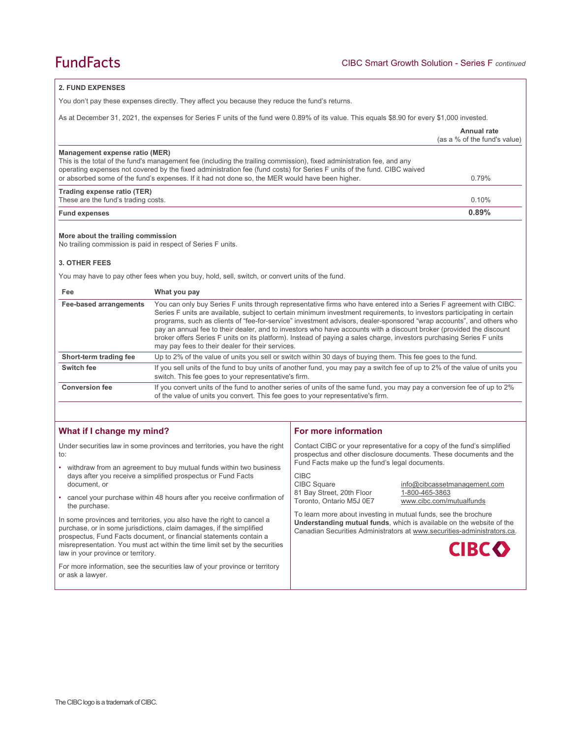## 2. FUND EXPENSES

You don't pay these expenses directly. They affect you because they reduce the fund's returns.

As at December 31, 2021, the expenses for Series F units of the fund were 0.89% of its value. This equals $8.90 for every $1,000 invested.

| | Annual rate (as a % of the fund's value) |
|---|---|
| **Management expense ratio (MER)**<br>This is the total of the fund's management fee (including the trailing commission), fixed administration fee, and any operating expenses not covered by the fixed administration fee (fund costs) for Series F units of the fund. CIBC waived or absorbed some of the fund's expenses. If it had not done so, the MER would have been higher. | 0.79% |
| **Trading expense ratio (TER)**<br>These are the fund's trading costs. | 0.10% |
| **Fund expenses** | **0.89%** |

**More about the trailing commission**

No trailing commission is paid in respect of Series F units.

## 3. OTHER FEES

You may have to pay other fees when you buy, hold, sell, switch, or convert units of the fund.

| Fee | What you pay |
|---|---|
| **Fee-based arrangements** | You can only buy Series F units through representative firms who have entered into a Series F agreement with CIBC. Series F units are available, subject to certain minimum investment requirements, to investors participating in certain programs, such as clients of "fee-for-service" investment advisors, dealer-sponsored "wrap accounts", and others who pay an annual fee to their dealer, and to investors who have accounts with a discount broker (provided the discount broker offers Series F units on its platform). Instead of paying a sales charge, investors purchasing Series F units may pay fees to their dealer for their services. |
| **Short-term trading fee** | Up to 2% of the value of units you sell or switch within 30 days of buying them. This fee goes to the fund. |
| **Switch fee** | If you sell units of the fund to buy units of another fund, you may pay a switch fee of up to 2% of the value of units you switch. This fee goes to your representative's firm. |
| **Conversion fee** | If you convert units of the fund to another series of units of the same fund, you may pay a conversion fee of up to 2% of the value of units you convert. This fee goes to your representative's firm. |

## What if I change my mind?

Under securities law in some provinces and territories, you have the right to:

- withdraw from an agreement to buy mutual funds within two business days after you receive a simplified prospectus or Fund Facts document, or
- cancel your purchase within 48 hours after you receive confirmation of the purchase.

In some provinces and territories, you also have the right to cancel a purchase, or in some jurisdictions, claim damages, if the simplified prospectus, Fund Facts document, or financial statements contain a misrepresentation. You must act within the time limit set by the securities law in your province or territory.

For more information, see the securities law of your province or territory or ask a lawyer.

## For more information

Contact CIBC or your representative for a copy of the fund's simplified prospectus and other disclosure documents. These documents and the Fund Facts make up the fund's legal documents.

CIBC
CIBC Square
81 Bay Street, 20th Floor
Toronto, Ontario M5J 0E7

info@cibcassetmanagement.com
1-800-465-3863
www.cibc.com/mutualfunds

To learn more about investing in mutual funds, see the brochure **Understanding mutual funds**, which is available on the website of the Canadian Securities Administrators at www.securities-administrators.ca.

CIBC

The CIBC logo is a trademark of CIBC.